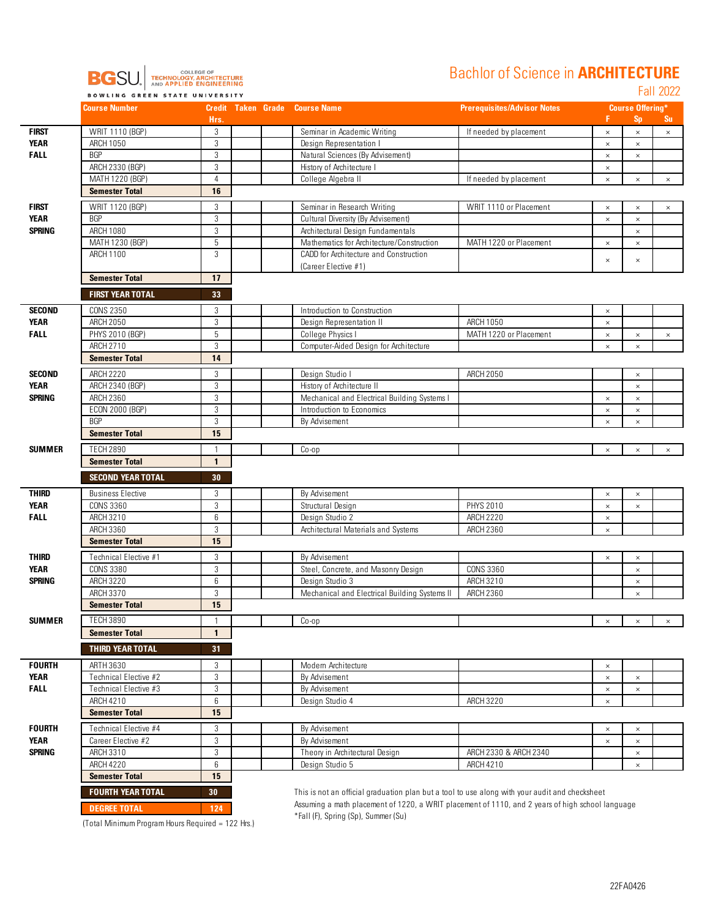BGSU | COLLEGE OF TECHNOLOGY, ARCHITECTURE AND APPLIED ENGINEERING

BOWLING GREEN STATE UNIVERSITY

# Bachlor of Science in ARCHITECTURE

## Fall 2022

| | Course Number | Credit Hrs. | Taken | Grade | Course Name | Prerequisites/Advisor Notes | Course Offering* F | Sp | Su |
|---|---|---|---|---|---|---|---|---|---|
| **FIRST YEAR FALL** | WRIT 1110 (BGP) | 3 | | | Seminar in Academic Writing | If needed by placement | × | × | × |
| | ARCH 1050 | 3 | | | Design Representation I | | × | × | |
| | BGP | 3 | | | Natural Sciences (By Advisement) | | × | × | |
| | ARCH 2330 (BGP) | 3 | | | History of Architecture I | | × | | |
| | MATH 1220 (BGP) | 4 | | | College Algebra II | If needed by placement | × | × | × |
| | **Semester Total** | **16** | | | | | | | |
| **FIRST YEAR SPRING** | WRIT 1120 (BGP) | 3 | | | Seminar in Research Writing | WRIT 1110 or Placement | × | × | × |
| | BGP | 3 | | | Cultural Diversity (By Advisement) | | × | × | |
| | ARCH 1080 | 3 | | | Architectural Design Fundamentals | | | × | |
| | MATH 1230 (BGP) | 5 | | | Mathematics for Architecture/Construction | MATH 1220 or Placement | × | × | |
| | ARCH 1100 | 3 | | | CADD for Architecture and Construction (Career Elective #1) | | × | × | |
| | **Semester Total** | **17** | | | | | | | |
| | **FIRST YEAR TOTAL** | **33** | | | | | | | |
| **SECOND YEAR FALL** | CONS 2350 | 3 | | | Introduction to Construction | | × | | |
| | ARCH 2050 | 3 | | | Design Representation II | ARCH 1050 | × | | |
| | PHYS 2010 (BGP) | 5 | | | College Physics I | MATH 1220 or Placement | × | × | × |
| | ARCH 2710 | 3 | | | Computer-Aided Design for Architecture | | × | × | |
| | **Semester Total** | **14** | | | | | | | |
| **SECOND YEAR SPRING** | ARCH 2220 | 3 | | | Design Studio I | ARCH 2050 | | × | |
| | ARCH 2340 (BGP) | 3 | | | History of Architecture II | | | × | |
| | ARCH 2360 | 3 | | | Mechanical and Electrical Building Systems I | | × | × | |
| | ECON 2000 (BGP) | 3 | | | Introduction to Economics | | × | × | |
| | BGP | 3 | | | By Advisement | | × | × | |
| | **Semester Total** | **15** | | | | | | | |
| **SUMMER** | TECH 2890 | 1 | | | Co-op | | × | × | × |
| | **Semester Total** | **1** | | | | | | | |
| | **SECOND YEAR TOTAL** | **30** | | | | | | | |
| **THIRD YEAR FALL** | Business Elective | 3 | | | By Advisement | | × | × | |
| | CONS 3360 | 3 | | | Structural Design | PHYS 2010 | × | × | |
| | ARCH 3210 | 6 | | | Design Studio 2 | ARCH 2220 | × | | |
| | ARCH 3360 | 3 | | | Architectural Materials and Systems | ARCH 2360 | × | | |
| | **Semester Total** | **15** | | | | | | | |
| **THIRD YEAR SPRING** | Technical Elective #1 | 3 | | | By Advisement | | × | × | |
| | CONS 3380 | 3 | | | Steel, Concrete, and Masonry Design | CONS 3360 | | × | |
| | ARCH 3220 | 6 | | | Design Studio 3 | ARCH 3210 | | × | |
| | ARCH 3370 | 3 | | | Mechanical and Electrical Building Systems II | ARCH 2360 | | × | |
| | **Semester Total** | **15** | | | | | | | |
| **SUMMER** | TECH 3890 | 1 | | | Co-op | | × | × | × |
| | **Semester Total** | **1** | | | | | | | |
| | **THIRD YEAR TOTAL** | **31** | | | | | | | |
| **FOURTH YEAR FALL** | ARTH 3630 | 3 | | | Modern Architecture | | × | | |
| | Technical Elective #2 | 3 | | | By Advisement | | × | × | |
| | Technical Elective #3 | 3 | | | By Advisement | | × | × | |
| | ARCH 4210 | 6 | | | Design Studio 4 | ARCH 3220 | × | | |
| | **Semester Total** | **15** | | | | | | | |
| **FOURTH YEAR SPRING** | Technical Elective #4 | 3 | | | By Advisement | | × | × | |
| | Career Elective #2 | 3 | | | By Advisement | | × | × | |
| | ARCH 3310 | 3 | | | Theory in Architectural Design | ARCH 2330 & ARCH 2340 | | × | |
| | ARCH 4220 | 6 | | | Design Studio 5 | ARCH 4210 | | × | |
| | **Semester Total** | **15** | | | | | | | |
| | **FOURTH YEAR TOTAL** | **30** | | | | | | | |
| | **DEGREE TOTAL** | **124** | | | | | | | |

(Total Minimum Program Hours Required = 122 Hrs.)

This is not an official graduation plan but a tool to use along with your audit and checksheet

Assuming a math placement of 1220, a WRIT placement of 1110, and 2 years of high school language

*Fall (F), Spring (Sp), Summer (Su)

22FA0426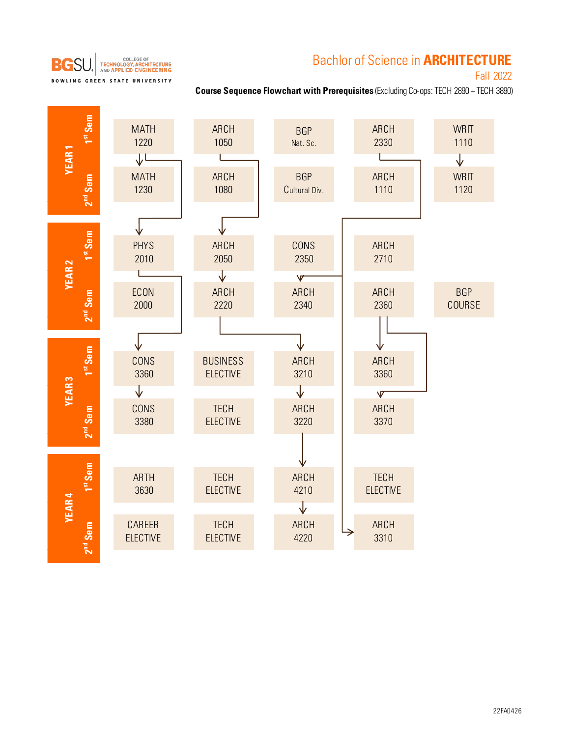BGSU. COLLEGE OF TECHNOLOGY, ARCHITECTURE AND APPLIED ENGINEERING

BOWLING GREEN STATE UNIVERSITY

# Bachlor of Science in **ARCHITECTURE**

Fall 2022

**Course Sequence Flowchart with Prerequisites** (Excluding Co-ops: TECH 2890 + TECH 3890)

YEAR 1

1st Sem

MATH 1220
ARCH 1050
BGP Nat. Sc.
ARCH 2330
WRIT 1110

2nd Sem

MATH 1230
ARCH 1080
BGP Cultural Div.
ARCH 1110
WRIT 1120

YEAR 2

1st Sem

PHYS 2010
ARCH 2050
CONS 2350
ARCH 2710

2nd Sem

ECON 2000
ARCH 2220
ARCH 2340
ARCH 2360
BGP COURSE

YEAR 3

1st Sem

CONS 3360
BUSINESS ELECTIVE
ARCH 3210
ARCH 3360

2nd Sem

CONS 3380
TECH ELECTIVE
ARCH 3220
ARCH 3370

YEAR 4

1st Sem

ARTH 3630
TECH ELECTIVE
ARCH 4210
TECH ELECTIVE

2nd Sem

CAREER ELECTIVE
TECH ELECTIVE
ARCH 4220
ARCH 3310

22FA0426